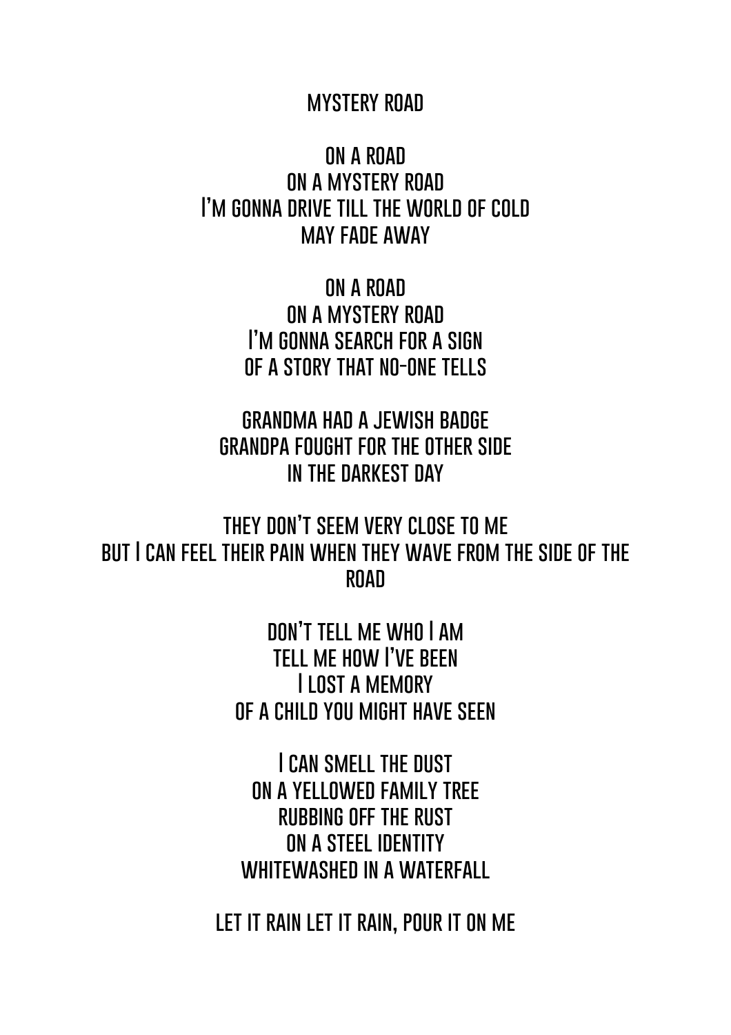# MYSTERY ROAD

ON A ROAD  
ON A MYSTERY ROAD  
I'M GONNA DRIVE TILL THE WORLD OF COLD  
MAY FADE AWAY

ON A ROAD  
ON A MYSTERY ROAD  
I'M GONNA SEARCH FOR A SIGN  
OF A STORY THAT NO-ONE TELLS

GRANDMA HAD A JEWISH BADGE  
GRANDPA FOUGHT FOR THE OTHER SIDE  
IN THE DARKEST DAY

THEY DON'T SEEM VERY CLOSE TO ME  
BUT I CAN FEEL THEIR PAIN WHEN THEY WAVE FROM THE SIDE OF THE ROAD

DON'T TELL ME WHO I AM  
TELL ME HOW I'VE BEEN  
I LOST A MEMORY  
OF A CHILD YOU MIGHT HAVE SEEN

I CAN SMELL THE DUST  
ON A YELLOWED FAMILY TREE  
RUBBING OFF THE RUST  
ON A STEEL IDENTITY  
WHITEWASHED IN A WATERFALL

LET IT RAIN LET IT RAIN, POUR IT ON ME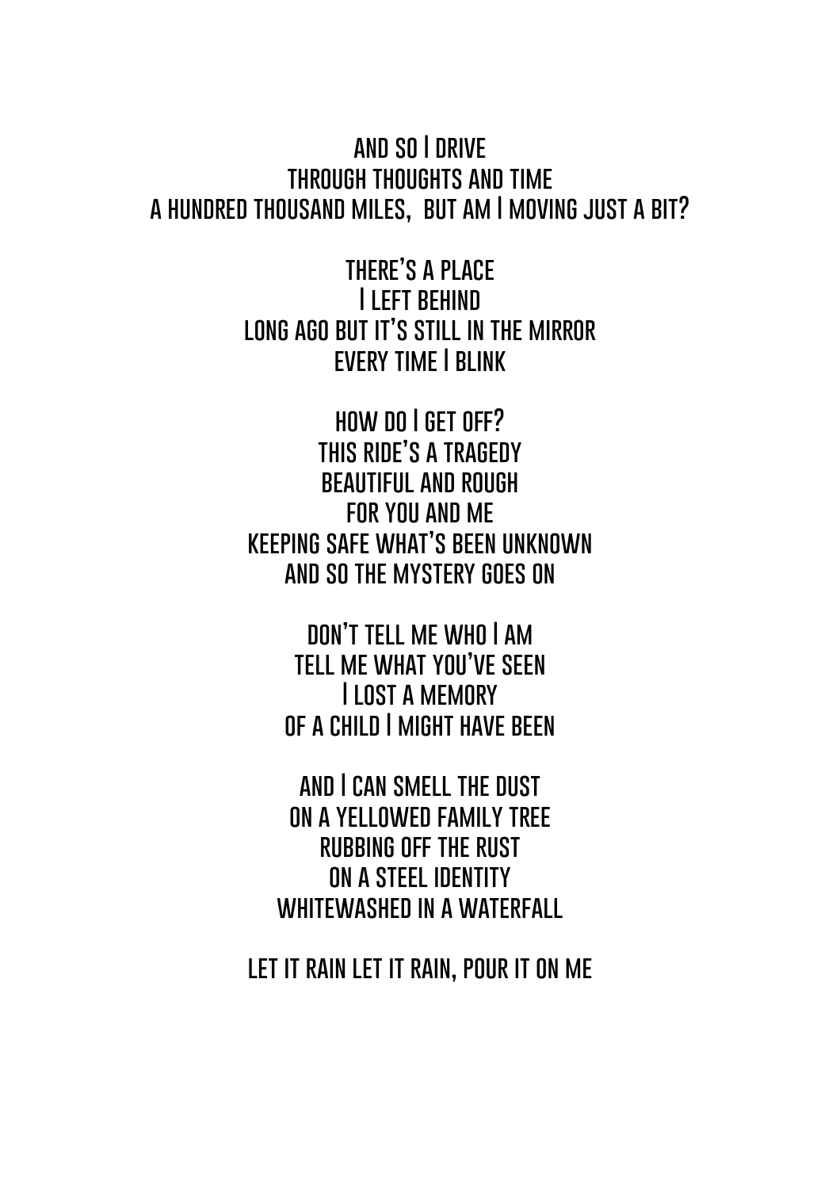AND SO I DRIVE
THROUGH THOUGHTS AND TIME
A HUNDRED THOUSAND MILES, BUT AM I MOVING JUST A BIT?

THERE'S A PLACE
I LEFT BEHIND
LONG AGO BUT IT'S STILL IN THE MIRROR
EVERY TIME I BLINK

HOW DO I GET OFF?
THIS RIDE'S A TRAGEDY
BEAUTIFUL AND ROUGH
FOR YOU AND ME
KEEPING SAFE WHAT'S BEEN UNKNOWN
AND SO THE MYSTERY GOES ON

DON'T TELL ME WHO I AM
TELL ME WHAT YOU'VE SEEN
I LOST A MEMORY
OF A CHILD I MIGHT HAVE BEEN

AND I CAN SMELL THE DUST
ON A YELLOWED FAMILY TREE
RUBBING OFF THE RUST
ON A STEEL IDENTITY
WHITEWASHED IN A WATERFALL

LET IT RAIN LET IT RAIN, POUR IT ON ME